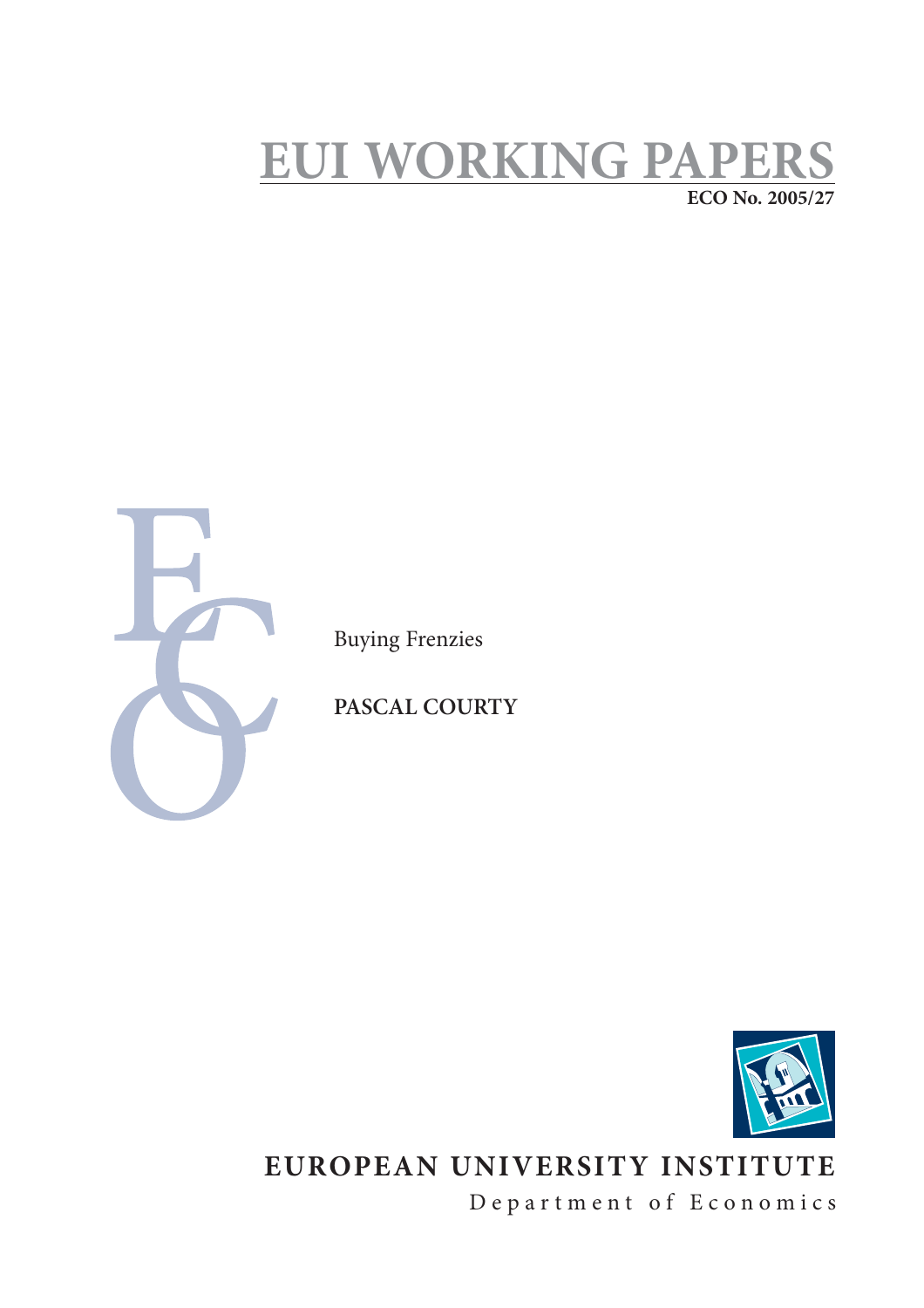# EUI WORKING PAPERS

**ECO No. 2005/27**

Buying Frenzies

**PASCAL COURTY**

**EUROPEAN UNIVERSITY INSTITUTE**

Department of Economics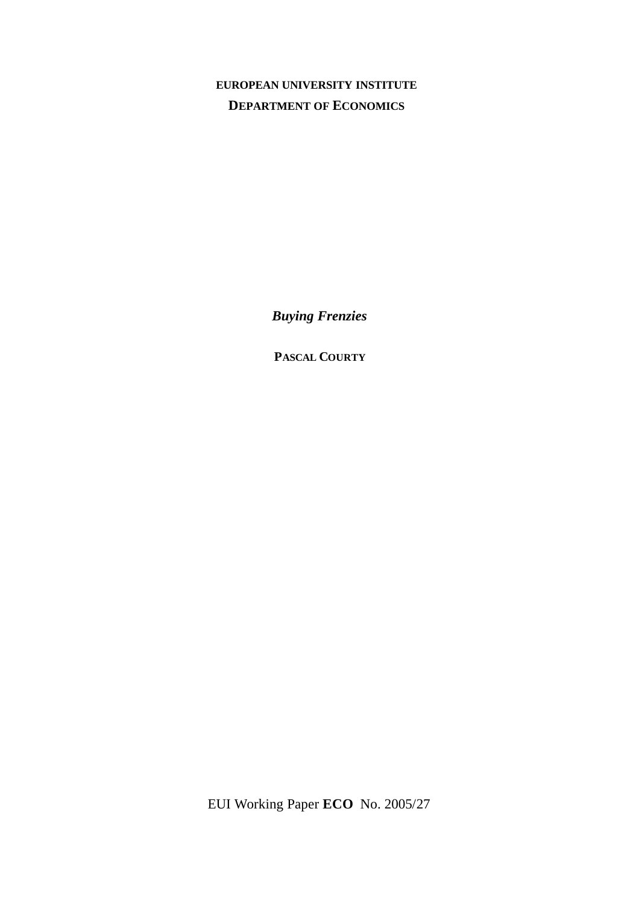**EUROPEAN UNIVERSITY INSTITUTE**

**DEPARTMENT OF ECONOMICS**

***Buying Frenzies***

**PASCAL COURTY**

EUI Working Paper **ECO** No. 2005/27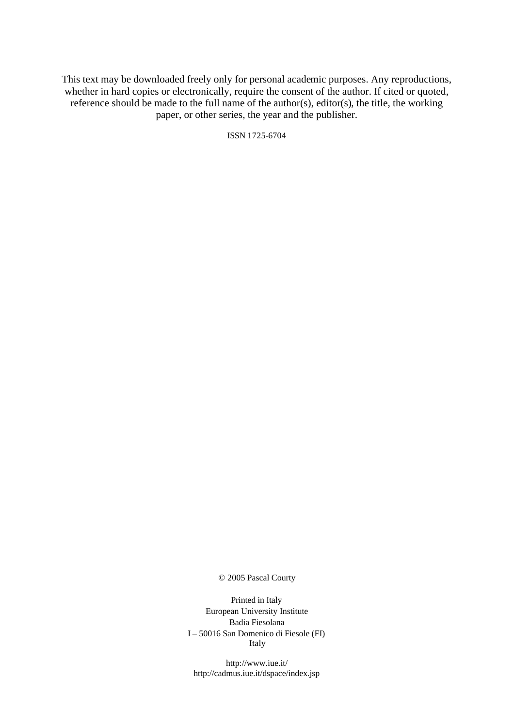This text may be downloaded freely only for personal academic purposes. Any reproductions, whether in hard copies or electronically, require the consent of the author. If cited or quoted, reference should be made to the full name of the author(s), editor(s), the title, the working paper, or other series, the year and the publisher.

ISSN 1725-6704

© 2005 Pascal Courty

Printed in Italy
European University Institute
Badia Fiesolana
I – 50016 San Domenico di Fiesole (FI)
Italy

http://www.iue.it/
http://cadmus.iue.it/dspace/index.jsp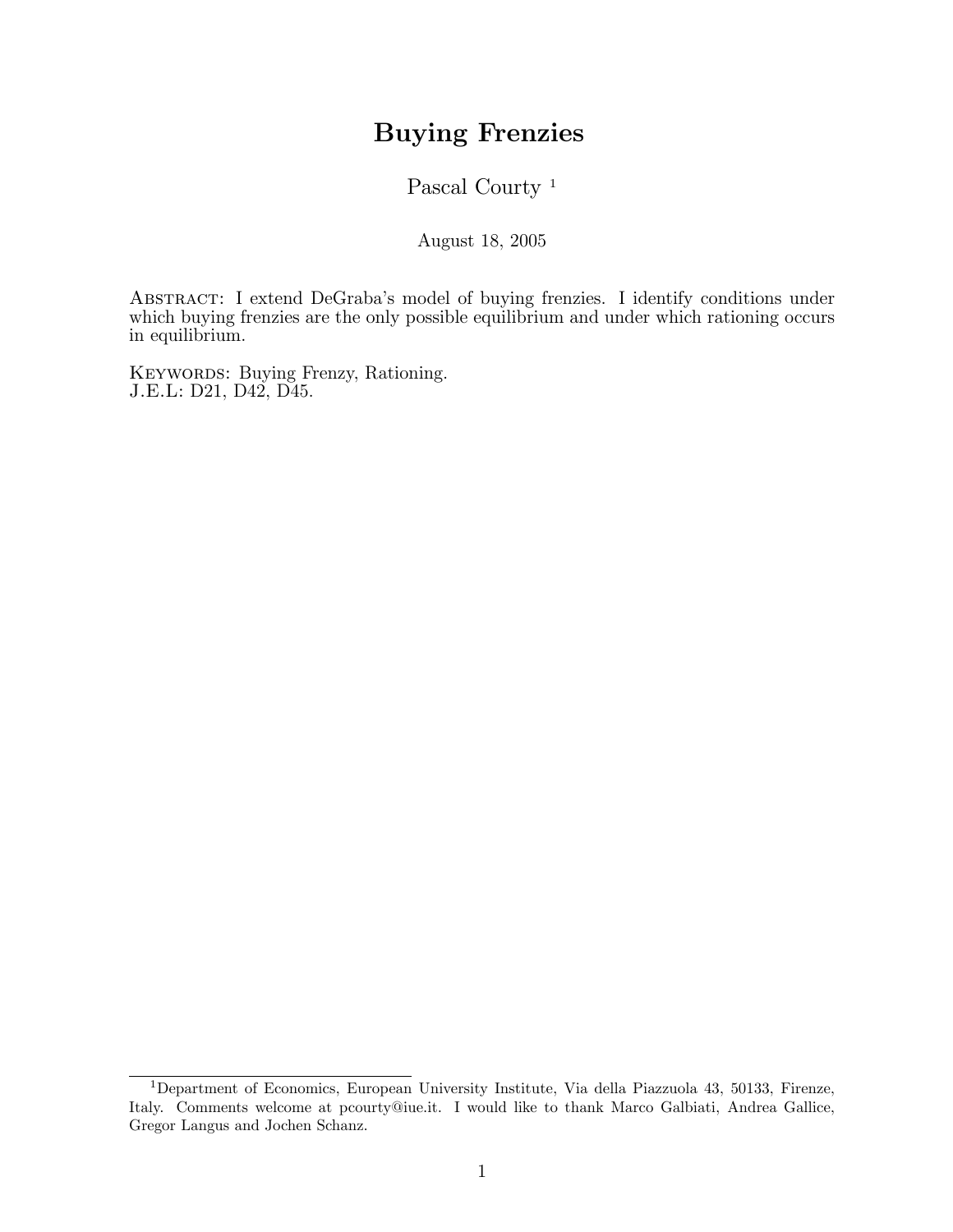# Buying Frenzies

Pascal Courty [1]

August 18, 2005

Abstract: I extend DeGraba's model of buying frenzies. I identify conditions under which buying frenzies are the only possible equilibrium and under which rationing occurs in equilibrium.

Keywords: Buying Frenzy, Rationing.
J.E.L: D21, D42, D45.

[1] Department of Economics, European University Institute, Via della Piazzuola 43, 50133, Firenze, Italy. Comments welcome at pcourty@iue.it. I would like to thank Marco Galbiati, Andrea Gallice, Gregor Langus and Jochen Schanz.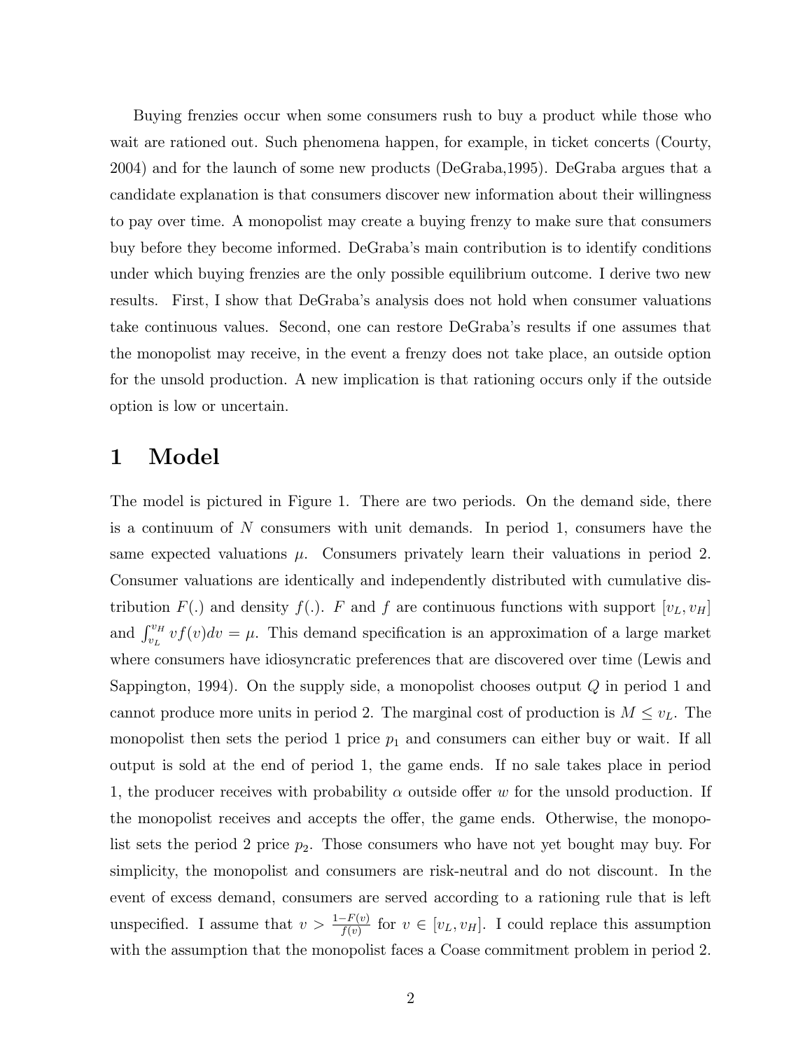Buying frenzies occur when some consumers rush to buy a product while those who wait are rationed out. Such phenomena happen, for example, in ticket concerts (Courty, 2004) and for the launch of some new products (DeGraba,1995). DeGraba argues that a candidate explanation is that consumers discover new information about their willingness to pay over time. A monopolist may create a buying frenzy to make sure that consumers buy before they become informed. DeGraba's main contribution is to identify conditions under which buying frenzies are the only possible equilibrium outcome. I derive two new results. First, I show that DeGraba's analysis does not hold when consumer valuations take continuous values. Second, one can restore DeGraba's results if one assumes that the monopolist may receive, in the event a frenzy does not take place, an outside option for the unsold production. A new implication is that rationing occurs only if the outside option is low or uncertain.

# 1 Model

The model is pictured in Figure 1. There are two periods. On the demand side, there is a continuum of $N$ consumers with unit demands. In period 1, consumers have the same expected valuations $\mu$. Consumers privately learn their valuations in period 2. Consumer valuations are identically and independently distributed with cumulative distribution $F(.)$ and density $f(.)$. $F$ and $f$ are continuous functions with support $[v_L, v_H]$ and $\int_{v_L}^{v_H} vf(v)dv = \mu$. This demand specification is an approximation of a large market where consumers have idiosyncratic preferences that are discovered over time (Lewis and Sappington, 1994). On the supply side, a monopolist chooses output $Q$ in period 1 and cannot produce more units in period 2. The marginal cost of production is $M \leq v_L$. The monopolist then sets the period 1 price $p_1$ and consumers can either buy or wait. If all output is sold at the end of period 1, the game ends. If no sale takes place in period 1, the producer receives with probability $\alpha$ outside offer $w$ for the unsold production. If the monopolist receives and accepts the offer, the game ends. Otherwise, the monopolist sets the period 2 price $p_2$. Those consumers who have not yet bought may buy. For simplicity, the monopolist and consumers are risk-neutral and do not discount. In the event of excess demand, consumers are served according to a rationing rule that is left unspecified. I assume that $v > \frac{1-F(v)}{f(v)}$ for $v \in [v_L, v_H]$. I could replace this assumption with the assumption that the monopolist faces a Coase commitment problem in period 2.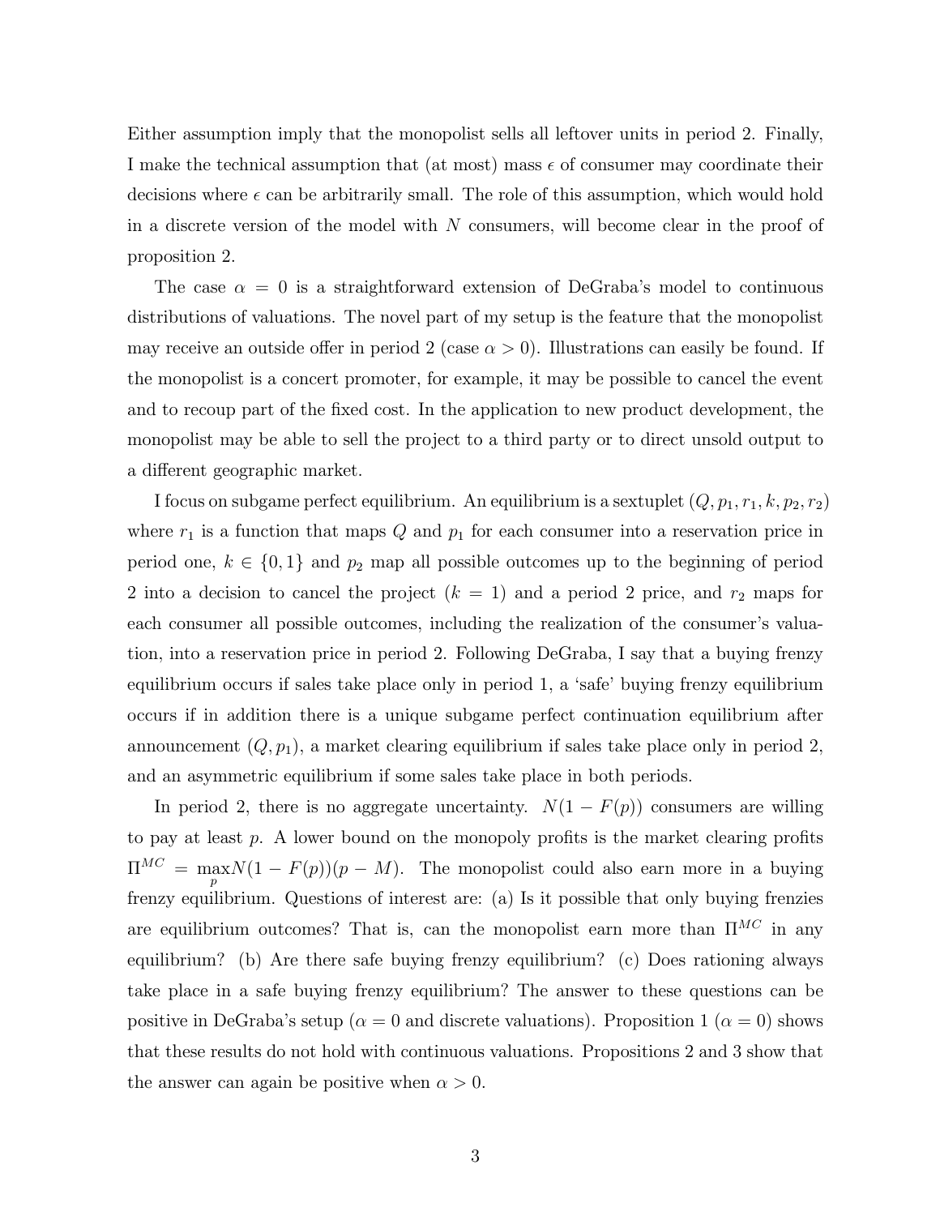Either assumption imply that the monopolist sells all leftover units in period 2. Finally, I make the technical assumption that (at most) mass $\epsilon$ of consumer may coordinate their decisions where $\epsilon$ can be arbitrarily small. The role of this assumption, which would hold in a discrete version of the model with $N$ consumers, will become clear in the proof of proposition 2.

The case $\alpha = 0$ is a straightforward extension of DeGraba's model to continuous distributions of valuations. The novel part of my setup is the feature that the monopolist may receive an outside offer in period 2 (case $\alpha > 0$). Illustrations can easily be found. If the monopolist is a concert promoter, for example, it may be possible to cancel the event and to recoup part of the fixed cost. In the application to new product development, the monopolist may be able to sell the project to a third party or to direct unsold output to a different geographic market.

I focus on subgame perfect equilibrium. An equilibrium is a sextuplet $(Q, p_1, r_1, k, p_2, r_2)$ where $r_1$ is a function that maps $Q$ and $p_1$ for each consumer into a reservation price in period one, $k \in \{0, 1\}$ and $p_2$ map all possible outcomes up to the beginning of period 2 into a decision to cancel the project ($k = 1$) and a period 2 price, and $r_2$ maps for each consumer all possible outcomes, including the realization of the consumer's valuation, into a reservation price in period 2. Following DeGraba, I say that a buying frenzy equilibrium occurs if sales take place only in period 1, a 'safe' buying frenzy equilibrium occurs if in addition there is a unique subgame perfect continuation equilibrium after announcement $(Q, p_1)$, a market clearing equilibrium if sales take place only in period 2, and an asymmetric equilibrium if some sales take place in both periods.

In period 2, there is no aggregate uncertainty. $N(1 - F(p))$ consumers are willing to pay at least $p$. A lower bound on the monopoly profits is the market clearing profits $\Pi^{MC} = \max_p N(1 - F(p))(p - M)$. The monopolist could also earn more in a buying frenzy equilibrium. Questions of interest are: (a) Is it possible that only buying frenzies are equilibrium outcomes? That is, can the monopolist earn more than $\Pi^{MC}$ in any equilibrium? (b) Are there safe buying frenzy equilibrium? (c) Does rationing always take place in a safe buying frenzy equilibrium? The answer to these questions can be positive in DeGraba's setup ($\alpha = 0$ and discrete valuations). Proposition 1 ($\alpha = 0$) shows that these results do not hold with continuous valuations. Propositions 2 and 3 show that the answer can again be positive when $\alpha > 0$.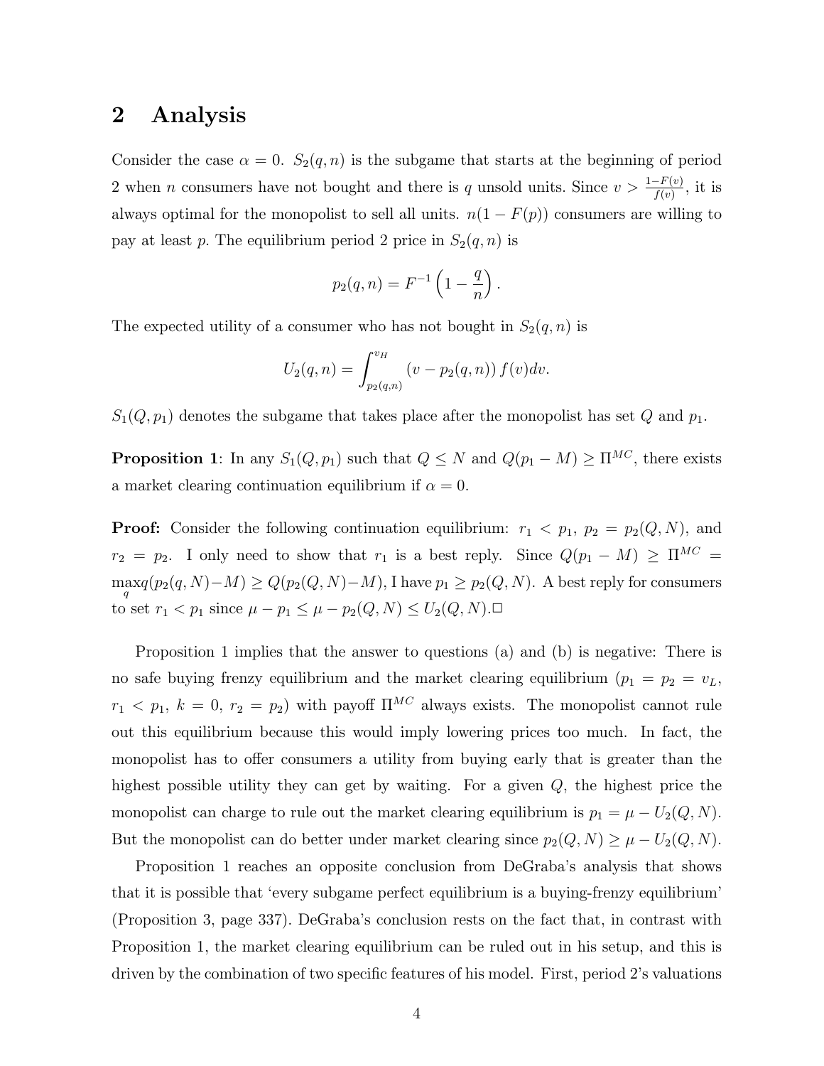## 2 Analysis

Consider the case $\alpha = 0$. $S_2(q, n)$ is the subgame that starts at the beginning of period 2 when $n$ consumers have not bought and there is $q$ unsold units. Since $v > \frac{1-F(v)}{f(v)}$, it is always optimal for the monopolist to sell all units. $n(1 - F(p))$ consumers are willing to pay at least $p$. The equilibrium period 2 price in $S_2(q, n)$ is

$$p_2(q, n) = F^{-1}\left(1 - \frac{q}{n}\right).$$

The expected utility of a consumer who has not bought in $S_2(q, n)$ is

$$U_2(q, n) = \int_{p_2(q,n)}^{v_H} (v - p_2(q, n)) f(v) dv.$$

$S_1(Q, p_1)$ denotes the subgame that takes place after the monopolist has set $Q$ and $p_1$.

**Proposition 1**: In any $S_1(Q, p_1)$ such that $Q \leq N$ and $Q(p_1 - M) \geq \Pi^{MC}$, there exists a market clearing continuation equilibrium if $\alpha = 0$.

**Proof:** Consider the following continuation equilibrium: $r_1 < p_1$, $p_2 = p_2(Q, N)$, and $r_2 = p_2$. I only need to show that $r_1$ is a best reply. Since $Q(p_1 - M) \geq \Pi^{MC} = \max_q q(p_2(q, N) - M) \geq Q(p_2(Q, N) - M)$, I have $p_1 \geq p_2(Q, N)$. A best reply for consumers to set $r_1 < p_1$ since $\mu - p_1 \leq \mu - p_2(Q, N) \leq U_2(Q, N)$.□

Proposition 1 implies that the answer to questions (a) and (b) is negative: There is no safe buying frenzy equilibrium and the market clearing equilibrium ($p_1 = p_2 = v_L$, $r_1 < p_1$, $k = 0$, $r_2 = p_2$) with payoff $\Pi^{MC}$ always exists. The monopolist cannot rule out this equilibrium because this would imply lowering prices too much. In fact, the monopolist has to offer consumers a utility from buying early that is greater than the highest possible utility they can get by waiting. For a given $Q$, the highest price the monopolist can charge to rule out the market clearing equilibrium is $p_1 = \mu - U_2(Q, N)$. But the monopolist can do better under market clearing since $p_2(Q, N) \geq \mu - U_2(Q, N)$.

Proposition 1 reaches an opposite conclusion from DeGraba's analysis that shows that it is possible that 'every subgame perfect equilibrium is a buying-frenzy equilibrium' (Proposition 3, page 337). DeGraba's conclusion rests on the fact that, in contrast with Proposition 1, the market clearing equilibrium can be ruled out in his setup, and this is driven by the combination of two specific features of his model. First, period 2's valuations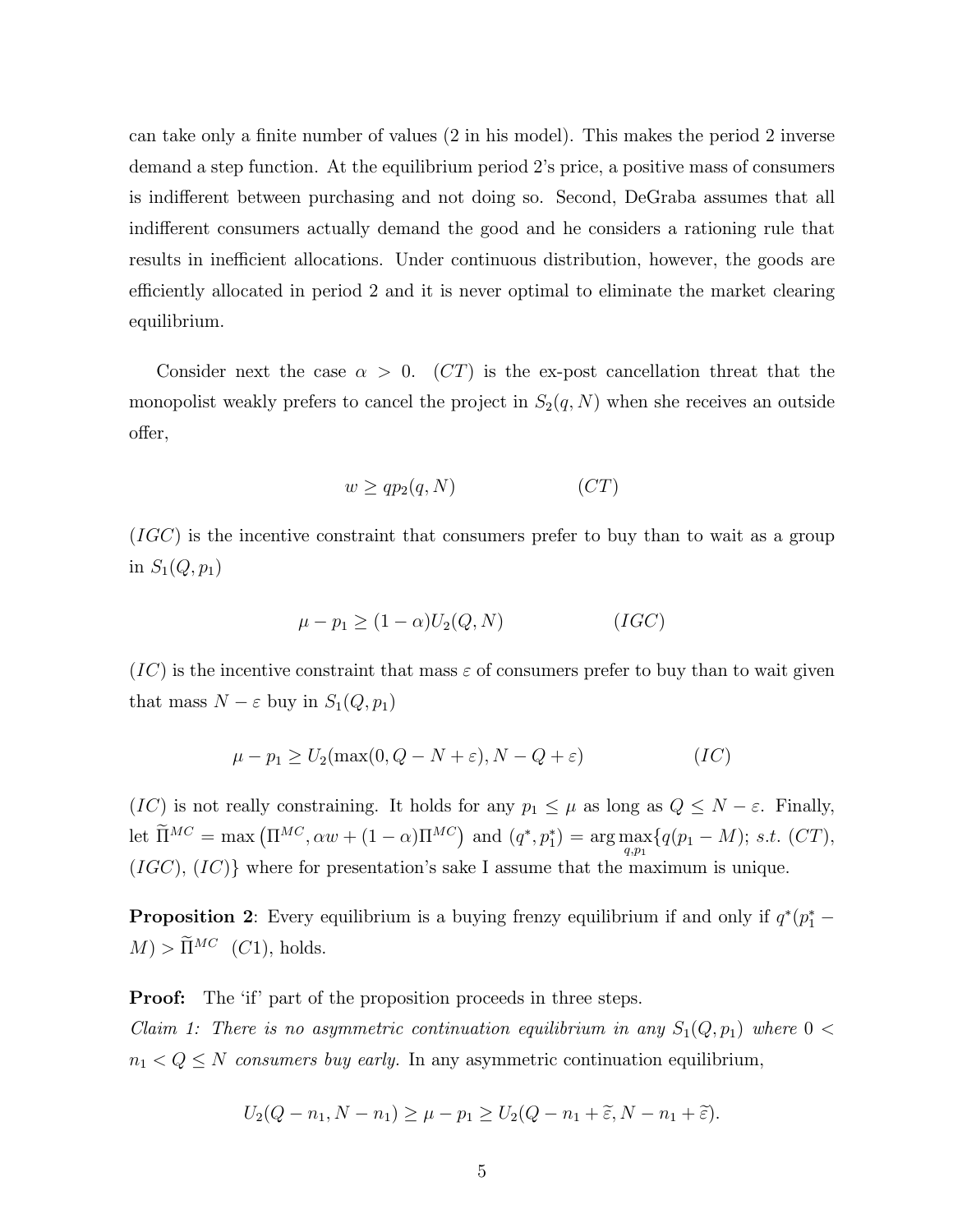can take only a finite number of values (2 in his model). This makes the period 2 inverse demand a step function. At the equilibrium period 2's price, a positive mass of consumers is indifferent between purchasing and not doing so. Second, DeGraba assumes that all indifferent consumers actually demand the good and he considers a rationing rule that results in inefficient allocations. Under continuous distribution, however, the goods are efficiently allocated in period 2 and it is never optimal to eliminate the market clearing equilibrium.

Consider next the case $\alpha > 0$. $(CT)$ is the ex-post cancellation threat that the monopolist weakly prefers to cancel the project in $S_2(q, N)$ when she receives an outside offer,

$$w \geq qp_2(q, N) \qquad (CT)$$

$(IGC)$ is the incentive constraint that consumers prefer to buy than to wait as a group in $S_1(Q, p_1)$

$$\mu - p_1 \geq (1 - \alpha)U_2(Q, N) \qquad (IGC)$$

$(IC)$ is the incentive constraint that mass $\varepsilon$ of consumers prefer to buy than to wait given that mass $N - \varepsilon$ buy in $S_1(Q, p_1)$

$$\mu - p_1 \geq U_2(\max(0, Q - N + \varepsilon), N - Q + \varepsilon) \qquad (IC)$$

$(IC)$ is not really constraining. It holds for any $p_1 \leq \mu$ as long as $Q \leq N - \varepsilon$. Finally, let $\widetilde{\Pi}^{MC} = \max\left(\Pi^{MC}, \alpha w + (1 - \alpha)\Pi^{MC}\right)$ and $(q^*, p_1^*) = \arg\max_{q, p_1}\{q(p_1 - M);\ s.t.\ (CT), (IGC), (IC)\}$ where for presentation's sake I assume that the maximum is unique.

**Proposition 2**: Every equilibrium is a buying frenzy equilibrium if and only if $q^*(p_1^* - M) > \widetilde{\Pi}^{MC}$ $(C1)$, holds.

**Proof:** The 'if' part of the proposition proceeds in three steps.

*Claim 1: There is no asymmetric continuation equilibrium in any $S_1(Q, p_1)$ where $0 < n_1 < Q \leq N$ consumers buy early.* In any asymmetric continuation equilibrium,

$$U_2(Q - n_1, N - n_1) \geq \mu - p_1 \geq U_2(Q - n_1 + \widetilde{\varepsilon}, N - n_1 + \widetilde{\varepsilon}).$$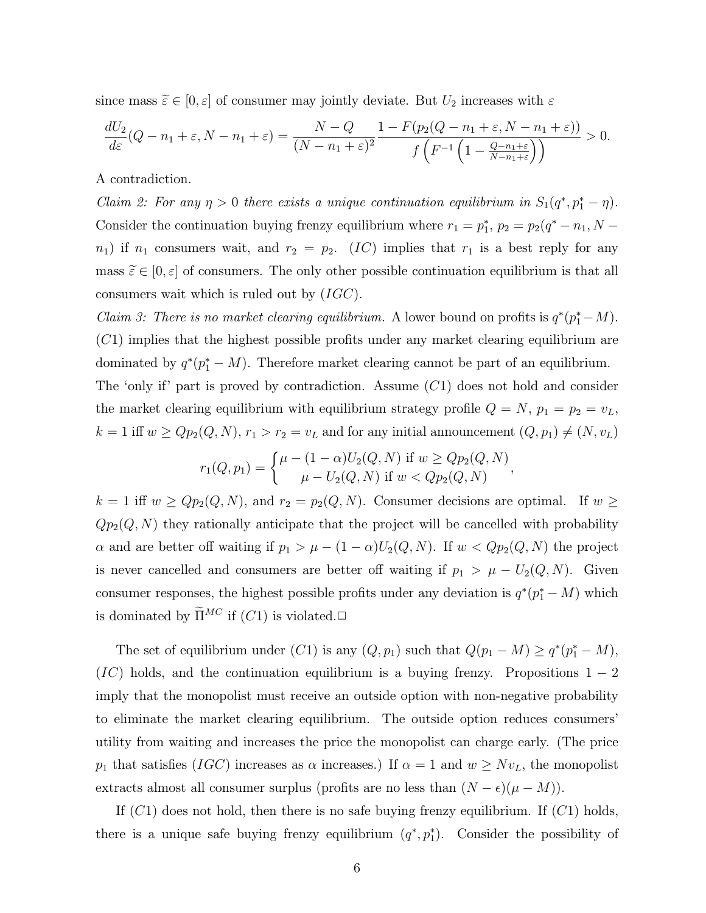since mass $\widetilde{\varepsilon} \in [0, \varepsilon]$ of consumer may jointly deviate. But $U_2$ increases with $\varepsilon$

$$\frac{dU_2}{d\varepsilon}(Q - n_1 + \varepsilon, N - n_1 + \varepsilon) = \frac{N - Q}{(N - n_1 + \varepsilon)^2} \frac{1 - F(p_2(Q - n_1 + \varepsilon, N - n_1 + \varepsilon))}{f\left(F^{-1}\left(1 - \frac{Q - n_1 + \varepsilon}{N - n_1 + \varepsilon}\right)\right)} > 0.$$

A contradiction.

*Claim 2: For any $\eta > 0$ there exists a unique continuation equilibrium in $S_1(q^*, p_1^* - \eta)$.* Consider the continuation buying frenzy equilibrium where $r_1 = p_1^*$, $p_2 = p_2(q^* - n_1, N - n_1)$ if $n_1$ consumers wait, and $r_2 = p_2$. $(IC)$ implies that $r_1$ is a best reply for any mass $\widetilde{\varepsilon} \in [0, \varepsilon]$ of consumers. The only other possible continuation equilibrium is that all consumers wait which is ruled out by $(IGC)$.

*Claim 3: There is no market clearing equilibrium.* A lower bound on profits is $q^*(p_1^* - M)$. $(C1)$ implies that the highest possible profits under any market clearing equilibrium are dominated by $q^*(p_1^* - M)$. Therefore market clearing cannot be part of an equilibrium.

The 'only if' part is proved by contradiction. Assume $(C1)$ does not hold and consider the market clearing equilibrium with equilibrium strategy profile $Q = N$, $p_1 = p_2 = v_L$, $k = 1$ iff $w \geq Qp_2(Q, N)$, $r_1 > r_2 = v_L$ and for any initial announcement $(Q, p_1) \neq (N, v_L)$

$$r_1(Q, p_1) = \begin{cases} \mu - (1 - \alpha)U_2(Q, N) \text{ if } w \geq Qp_2(Q, N) \\ \mu - U_2(Q, N) \text{ if } w < Qp_2(Q, N) \end{cases},$$

$k = 1$ iff $w \geq Qp_2(Q, N)$, and $r_2 = p_2(Q, N)$. Consumer decisions are optimal. If $w \geq Qp_2(Q, N)$ they rationally anticipate that the project will be cancelled with probability $\alpha$ and are better off waiting if $p_1 > \mu - (1 - \alpha)U_2(Q, N)$. If $w < Qp_2(Q, N)$ the project is never cancelled and consumers are better off waiting if $p_1 > \mu - U_2(Q, N)$. Given consumer responses, the highest possible profits under any deviation is $q^*(p_1^* - M)$ which is dominated by $\widetilde{\Pi}^{MC}$ if $(C1)$ is violated.□

The set of equilibrium under $(C1)$ is any $(Q, p_1)$ such that $Q(p_1 - M) \geq q^*(p_1^* - M)$, $(IC)$ holds, and the continuation equilibrium is a buying frenzy. Propositions $1-2$ imply that the monopolist must receive an outside option with non-negative probability to eliminate the market clearing equilibrium. The outside option reduces consumers' utility from waiting and increases the price the monopolist can charge early. (The price $p_1$ that satisfies $(IGC)$ increases as $\alpha$ increases.) If $\alpha = 1$ and $w \geq Nv_L$, the monopolist extracts almost all consumer surplus (profits are no less than $(N - \epsilon)(\mu - M)$).

If $(C1)$ does not hold, then there is no safe buying frenzy equilibrium. If $(C1)$ holds, there is a unique safe buying frenzy equilibrium $(q^*, p_1^*)$. Consider the possibility of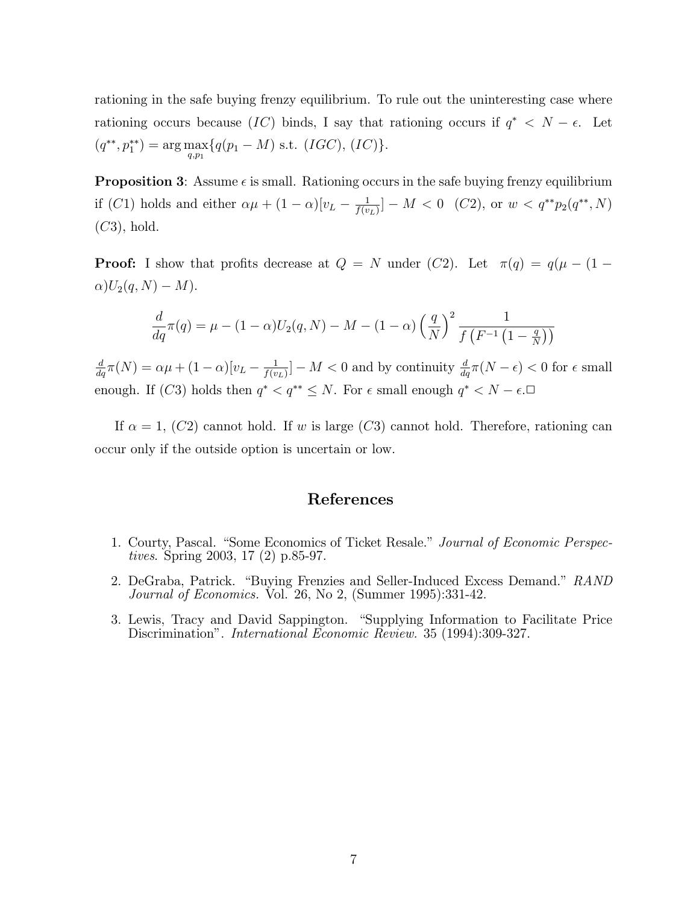rationing in the safe buying frenzy equilibrium. To rule out the uninteresting case where rationing occurs because $(IC)$ binds, I say that rationing occurs if $q^* < N - \epsilon$. Let $(q^{**}, p_1^{**}) = \arg\max_{q,p_1}\{q(p_1 - M) \text{ s.t. } (IGC), (IC)\}$.

**Proposition 3**: Assume $\epsilon$ is small. Rationing occurs in the safe buying frenzy equilibrium if $(C1)$ holds and either $\alpha\mu + (1-\alpha)[v_L - \frac{1}{f(v_L)}] - M < 0$ $(C2)$, or $w < q^{**}p_2(q^{**}, N)$ $(C3)$, hold.

**Proof:** I show that profits decrease at $Q = N$ under $(C2)$. Let $\pi(q) = q(\mu - (1-\alpha)U_2(q,N) - M)$.

$$\frac{d}{dq}\pi(q) = \mu - (1-\alpha)U_2(q,N) - M - (1-\alpha)\left(\frac{q}{N}\right)^2 \frac{1}{f\left(F^{-1}\left(1 - \frac{q}{N}\right)\right)}$$

$\frac{d}{dq}\pi(N) = \alpha\mu + (1-\alpha)[v_L - \frac{1}{f(v_L)}] - M < 0$ and by continuity $\frac{d}{dq}\pi(N-\epsilon) < 0$ for $\epsilon$ small enough. If $(C3)$ holds then $q^* < q^{**} \leq N$. For $\epsilon$ small enough $q^* < N - \epsilon$.□

If $\alpha = 1$, $(C2)$ cannot hold. If $w$ is large $(C3)$ cannot hold. Therefore, rationing can occur only if the outside option is uncertain or low.

## References

1. Courty, Pascal. "Some Economics of Ticket Resale." *Journal of Economic Perspectives.* Spring 2003, 17 (2) p.85-97.
2. DeGraba, Patrick. "Buying Frenzies and Seller-Induced Excess Demand." *RAND Journal of Economics.* Vol. 26, No 2, (Summer 1995):331-42.
3. Lewis, Tracy and David Sappington. "Supplying Information to Facilitate Price Discrimination". *International Economic Review.* 35 (1994):309-327.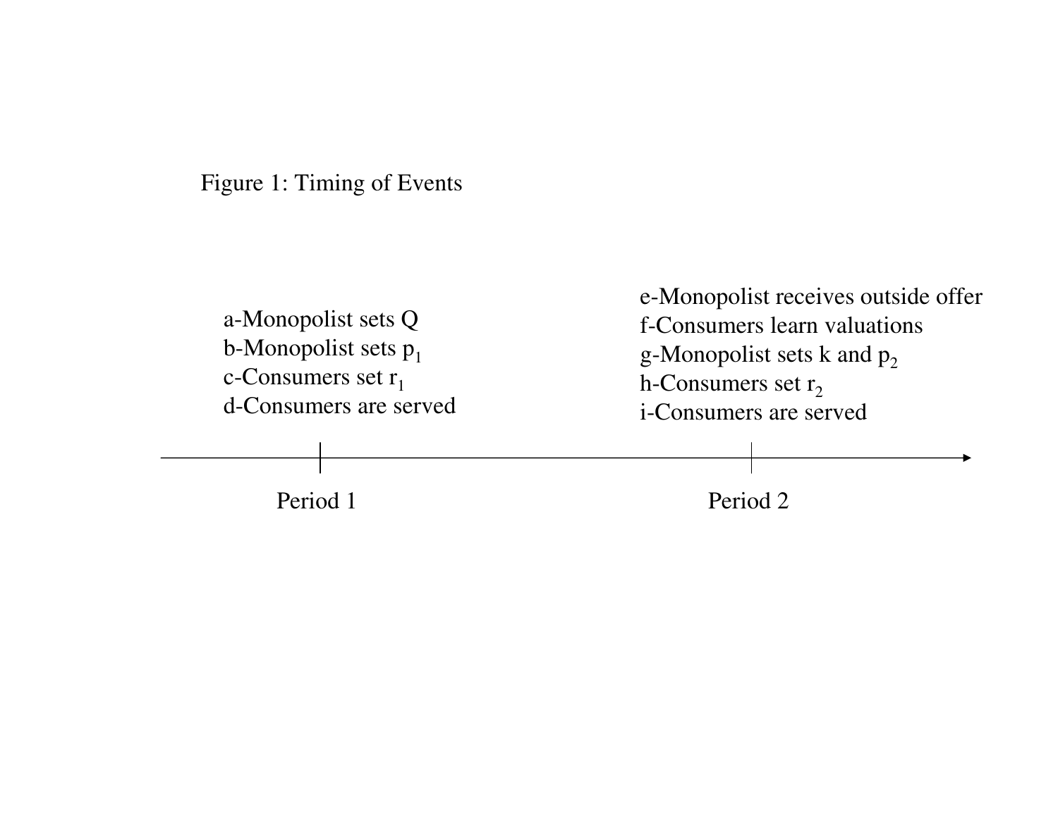Figure 1: Timing of Events

a-Monopolist sets Q
b-Monopolist sets $p_1$
c-Consumers set $r_1$
d-Consumers are served

e-Monopolist receives outside offer
f-Consumers learn valuations
g-Monopolist sets k and $p_2$
h-Consumers set $r_2$
i-Consumers are served

Period 1

Period 2